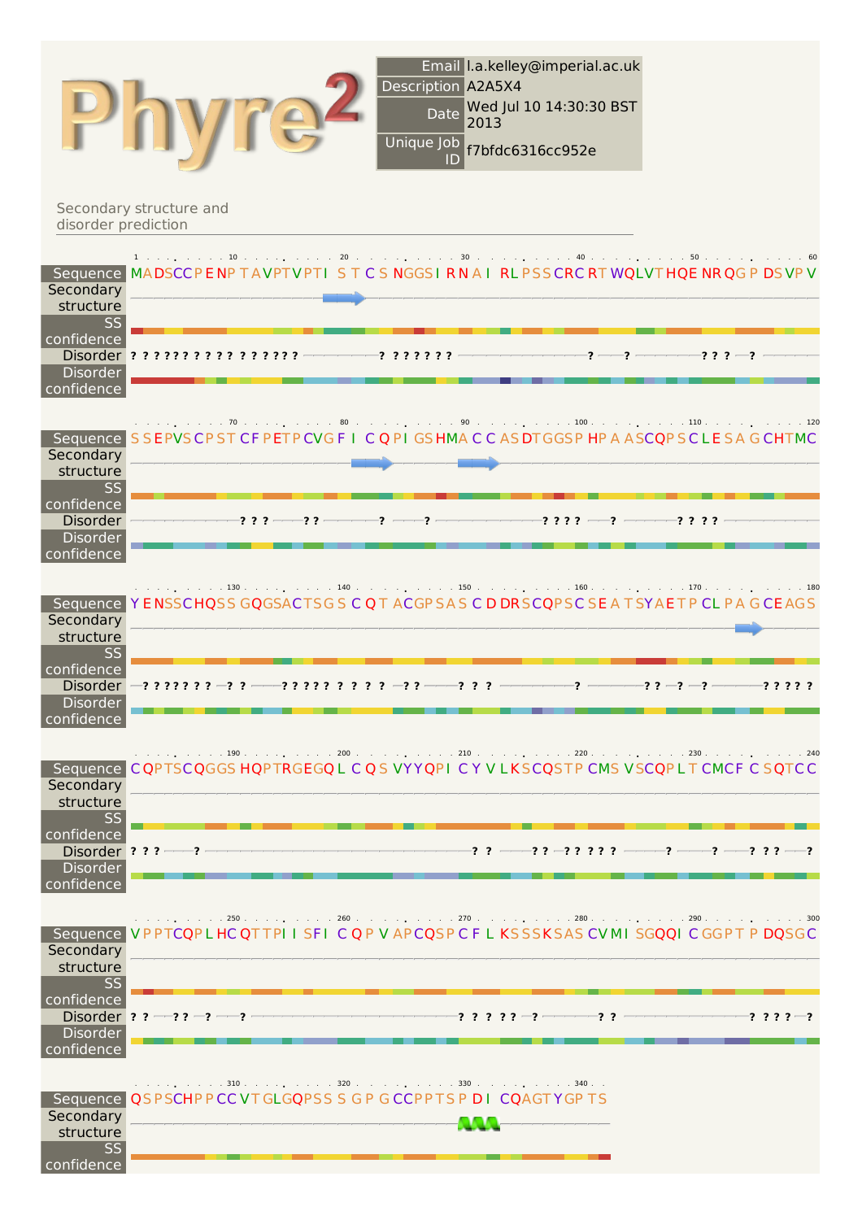# Phyre2

| | |
|---|---|
| Email | l.a.kelley@imperial.ac.uk |
| Description | A2A5X4 |
| Date | Wed Jul 10 14:30:30 BST 2013 |
| Unique Job ID | f7bfdc6316cc952e |

## Secondary structure and disorder prediction

| Position | Sequence |
|---|---|
| 1–60 | MADSCCPENPTAVPTVPTISTCSNGGSIRNAIRLPSSCRCRTWQLVTHQENRQGPDSVPV |
| 61–120 | SSEPVSCPSTCFPETPCVGFICQPIGSHMACCASDTGGSPHPAASCQPSCLESAGCHTMC |
| 121–180 | YENSSCHQSSGQGSACTSGSCQTACGPSASCDDRSCQPSCSEATSYAETPCLPAGCEAGS |
| 181–240 | CQPTSCQGGSHQPTRGEGQLCQSVYYQPICYVLKSCQSTPCMSVSCQPLTCMCFCSQTCC |
| 241–300 | VPPTCQPLHCQTTPIISFICQPVAPCQSPCFLKSSSKSASCVMISGQQICGGPTPDQSGC |
| 301–343 | QSPSCHPPCCVTGLGQPSSSGPGCCPPTSPDICQAGTYGPTS |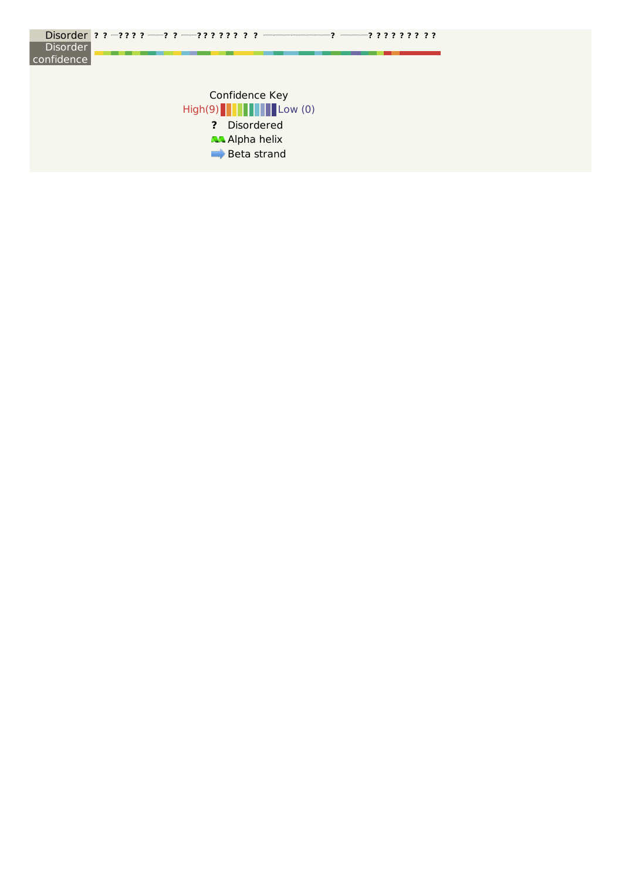Disorder ? ? ? ? ? ? ? ? ? ? ? ? ? ? ? ? ? ? ? ? ? ? ? ? ? ? ? ? ?

Disorder confidence

Confidence Key

High(9) Low (0)

? Disordered

Alpha helix

Beta strand